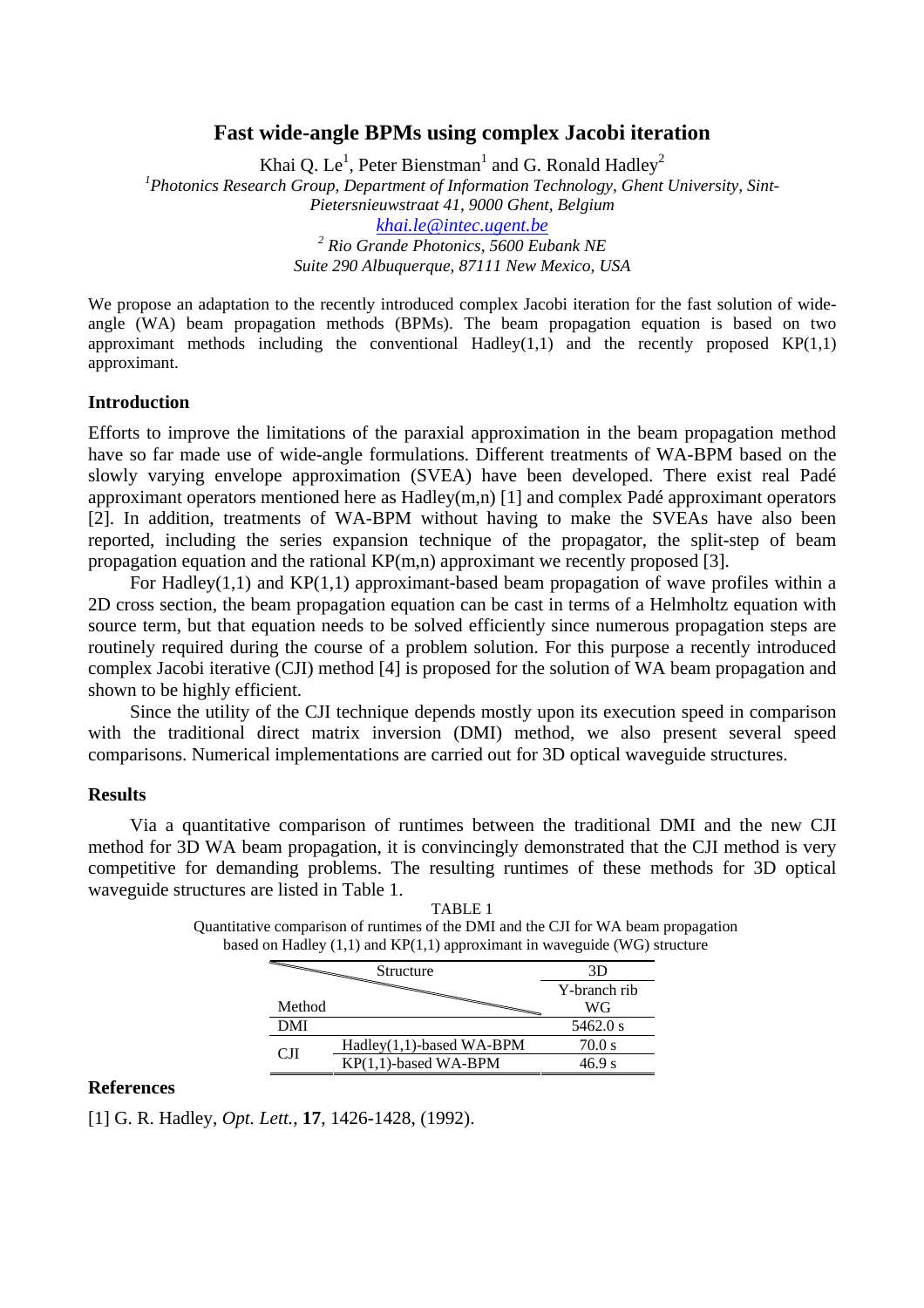# Fast wide-angle BPMs using complex Jacobi iteration

Khai Q. Le[1], Peter Bienstman[1] and G. Ronald Hadley[2]

[1] *Photonics Research Group, Department of Information Technology, Ghent University, Sint-Pietersnieuwstraat 41, 9000 Ghent, Belgium*

*khai.le@intec.ugent.be*

[2] *Rio Grande Photonics, 5600 Eubank NE Suite 290 Albuquerque, 87111 New Mexico, USA*

We propose an adaptation to the recently introduced complex Jacobi iteration for the fast solution of wide-angle (WA) beam propagation methods (BPMs). The beam propagation equation is based on two approximant methods including the conventional Hadley(1,1) and the recently proposed KP(1,1) approximant.

## Introduction

Efforts to improve the limitations of the paraxial approximation in the beam propagation method have so far made use of wide-angle formulations. Different treatments of WA-BPM based on the slowly varying envelope approximation (SVEA) have been developed. There exist real Padé approximant operators mentioned here as Hadley(m,n) [1] and complex Padé approximant operators [2]. In addition, treatments of WA-BPM without having to make the SVEAs have also been reported, including the series expansion technique of the propagator, the split-step of beam propagation equation and the rational KP(m,n) approximant we recently proposed [3].

For Hadley(1,1) and KP(1,1) approximant-based beam propagation of wave profiles within a 2D cross section, the beam propagation equation can be cast in terms of a Helmholtz equation with source term, but that equation needs to be solved efficiently since numerous propagation steps are routinely required during the course of a problem solution. For this purpose a recently introduced complex Jacobi iterative (CJI) method [4] is proposed for the solution of WA beam propagation and shown to be highly efficient.

Since the utility of the CJI technique depends mostly upon its execution speed in comparison with the traditional direct matrix inversion (DMI) method, we also present several speed comparisons. Numerical implementations are carried out for 3D optical waveguide structures.

## Results

Via a quantitative comparison of runtimes between the traditional DMI and the new CJI method for 3D WA beam propagation, it is convincingly demonstrated that the CJI method is very competitive for demanding problems. The resulting runtimes of these methods for 3D optical waveguide structures are listed in Table 1.

TABLE 1
Quantitative comparison of runtimes of the DMI and the CJI for WA beam propagation based on Hadley (1,1) and KP(1,1) approximant in waveguide (WG) structure

| Method \ Structure | | 3D Y-branch rib WG |
|---|---|---|
| DMI | | 5462.0 s |
| CJI | Hadley(1,1)-based WA-BPM | 70.0 s |
| | KP(1,1)-based WA-BPM | 46.9 s |

## References

[1] G. R. Hadley, *Opt. Lett.*, **17**, 1426-1428, (1992).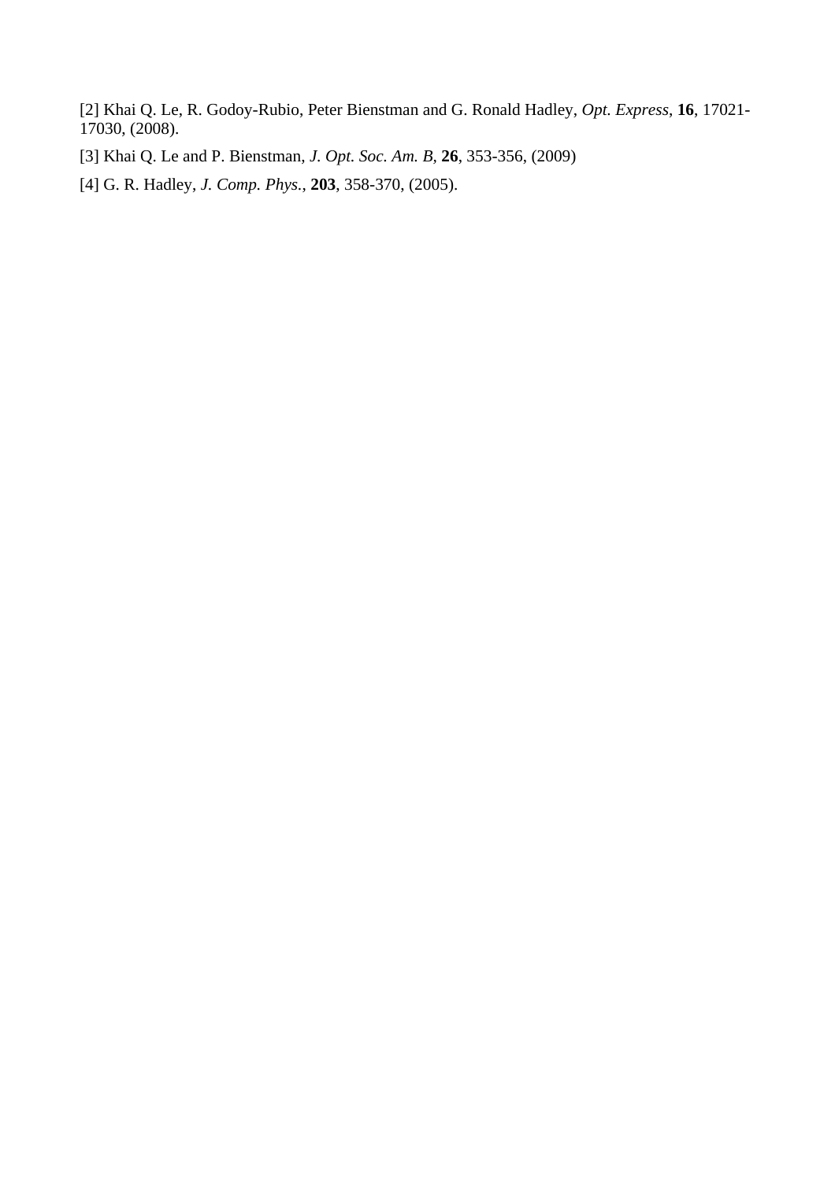[2] Khai Q. Le, R. Godoy-Rubio, Peter Bienstman and G. Ronald Hadley, *Opt. Express*, **16**, 17021-17030, (2008).

[3] Khai Q. Le and P. Bienstman, *J. Opt. Soc. Am. B*, **26**, 353-356, (2009)

[4] G. R. Hadley, *J. Comp. Phys.*, **203**, 358-370, (2005).